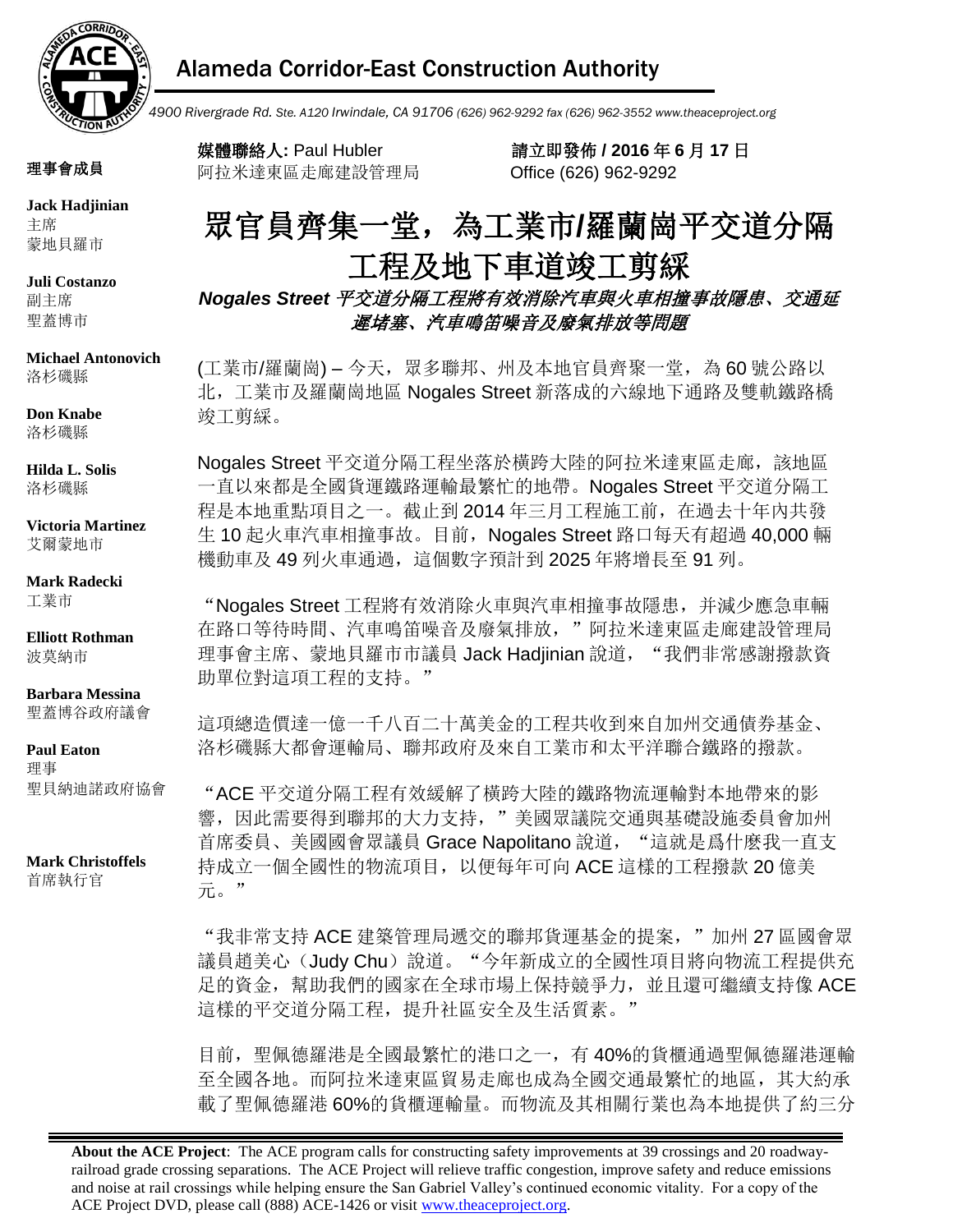## Alameda Corridor-East Construction Authority

*4900 Rivergrade Rd. Ste. A120 Irwindale, CA 91706 (626) 962-9292 fax (626) 962-3552 www.theaceproject.org*

**理事會成員**

**Jack Hadjinian**
主席
蒙地貝羅市

**Juli Costanzo**
副主席
聖蓋博市

**Michael Antonovich**
洛杉磯縣

**Don Knabe**
洛杉磯縣

**Hilda L. Solis**
洛杉磯縣

**Victoria Martinez**
艾爾蒙地市

**Mark Radecki**
工業市

**Elliott Rothman**
波莫納市

**Barbara Messina**
聖蓋博谷政府議會

**Paul Eaton**
理事
聖貝納迪諾政府協會

**Mark Christoffels**
首席執行官

**媒體聯絡人:** Paul Hubler
阿拉米達東區走廊建設管理局

**請立即發佈 / 2016 年 6 月 17 日**
Office (626) 962-9292

# 眾官員齊集一堂，為工業市/羅蘭崗平交道分隔工程及地下車道竣工剪綵

***Nogales Street 平交道分隔工程將有效消除汽車與火車相撞事故隱患、交通延遲堵塞、汽車鳴笛噪音及廢氣排放等問題***

(工業市/羅蘭崗) – 今天，眾多聯邦、州及本地官員齊聚一堂，為 60 號公路以北，工業市及羅蘭崗地區 Nogales Street 新落成的六線地下通路及雙軌鐵路橋竣工剪綵。

Nogales Street 平交道分隔工程坐落於橫跨大陸的阿拉米達東區走廊，該地區一直以來都是全國貨運鐵路運輸最繁忙的地帶。Nogales Street 平交道分隔工程是本地重點項目之一。截止到 2014 年三月工程施工前，在過去十年內共發生 10 起火車汽車相撞事故。目前，Nogales Street 路口每天有超過 40,000 輛機動車及 49 列火車通過，這個數字預計到 2025 年將增長至 91 列。

"Nogales Street 工程將有效消除火車與汽車相撞事故隱患，并減少應急車輛在路口等待時間、汽車鳴笛噪音及廢氣排放，"阿拉米達東區走廊建設管理局理事會主席、蒙地貝羅市市議員 Jack Hadjinian 說道，"我們非常感謝撥款資助單位對這項工程的支持。"

這項總造價達一億一千八百二十萬美金的工程共收到來自加州交通債券基金、洛杉磯縣大都會運輸局、聯邦政府及來自工業市和太平洋聯合鐵路的撥款。

"ACE 平交道分隔工程有效緩解了橫跨大陸的鐵路物流運輸對本地帶來的影響，因此需要得到聯邦的大力支持，"美國眾議院交通與基礎設施委員會加州首席委員、美國國會眾議員 Grace Napolitano 說道，"這就是爲什麼我一直支持成立一個全國性的物流項目，以便每年可向 ACE 這樣的工程撥款 20 億美元。"

"我非常支持 ACE 建築管理局遞交的聯邦貨運基金的提案，"加州 27 區國會眾議員趙美心（Judy Chu）說道。"今年新成立的全國性項目將向物流工程提供充足的資金，幫助我們的國家在全球市場上保持競爭力，並且還可繼續支持像 ACE 這樣的平交道分隔工程，提升社區安全及生活質素。"

目前，聖佩德羅港是全國最繁忙的港口之一，有 40%的貨櫃通過聖佩德羅港運輸至全國各地。而阿拉米達東區貿易走廊也成為全國交通最繁忙的地區，其大約承載了聖佩德羅港 60%的貨櫃運輸量。而物流及其相關行業也為本地提供了約三分

**About the ACE Project**: The ACE program calls for constructing safety improvements at 39 crossings and 20 roadway-railroad grade crossing separations. The ACE Project will relieve traffic congestion, improve safety and reduce emissions and noise at rail crossings while helping ensure the San Gabriel Valley's continued economic vitality. For a copy of the ACE Project DVD, please call (888) ACE-1426 or visit www.theaceproject.org.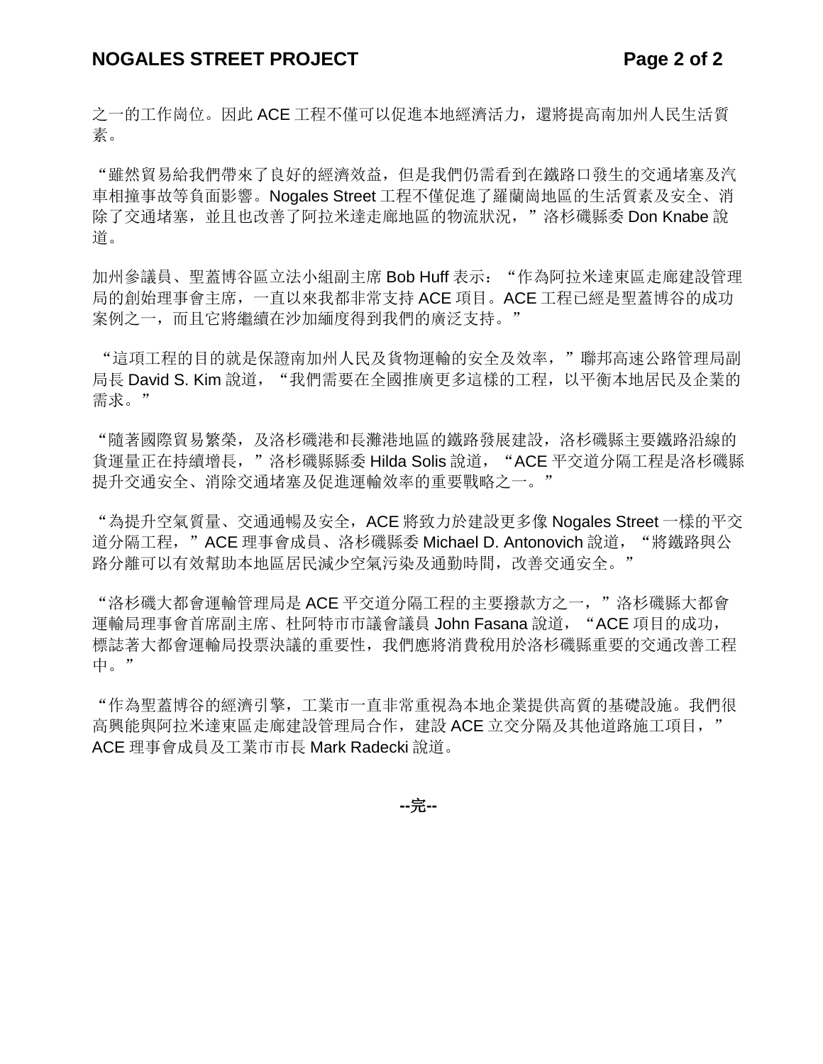之一的工作崗位。因此 ACE 工程不僅可以促進本地經濟活力，還將提高南加州人民生活質素。

“雖然貿易給我們帶來了良好的經濟效益，但是我們仍需看到在鐵路口發生的交通堵塞及汽車相撞事故等負面影響。Nogales Street 工程不僅促進了羅蘭崗地區的生活質素及安全、消除了交通堵塞，並且也改善了阿拉米達走廊地區的物流狀況，”洛杉磯縣委 Don Knabe 說道。

加州參議員、聖蓋博谷區立法小組副主席 Bob Huff 表示：“作為阿拉米達東區走廊建設管理局的創始理事會主席，一直以來我都非常支持 ACE 項目。ACE 工程已經是聖蓋博谷的成功案例之一，而且它將繼續在沙加緬度得到我們的廣泛支持。”

“這項工程的目的就是保證南加州人民及貨物運輸的安全及效率，”聯邦高速公路管理局副局長 David S. Kim 說道，“我們需要在全國推廣更多這樣的工程，以平衡本地居民及企業的需求。”

“隨著國際貿易繁榮，及洛杉磯港和長灘港地區的鐵路發展建設，洛杉磯縣主要鐵路沿線的貨運量正在持續增長，”洛杉磯縣縣委 Hilda Solis 說道，“ACE 平交道分隔工程是洛杉磯縣提升交通安全、消除交通堵塞及促進運輸效率的重要戰略之一。”

“為提升空氣質量、交通通暢及安全，ACE 將致力於建設更多像 Nogales Street 一樣的平交道分隔工程，”ACE 理事會成員、洛杉磯縣委 Michael D. Antonovich 說道，“將鐵路與公路分離可以有效幫助本地區居民減少空氣污染及通勤時間，改善交通安全。”

“洛杉磯大都會運輸管理局是 ACE 平交道分隔工程的主要撥款方之一，”洛杉磯縣大都會運輸局理事會首席副主席、杜阿特市市議會議員 John Fasana 說道，“ACE 項目的成功，標誌著大都會運輸局投票決議的重要性，我們應將消費稅用於洛杉磯縣重要的交通改善工程中。”

“作為聖蓋博谷的經濟引擎，工業市一直非常重視為本地企業提供高質的基礎設施。我們很高興能與阿拉米達東區走廊建設管理局合作，建設 ACE 立交分隔及其他道路施工項目，”ACE 理事會成員及工業市市長 Mark Radecki 說道。

**--完--**